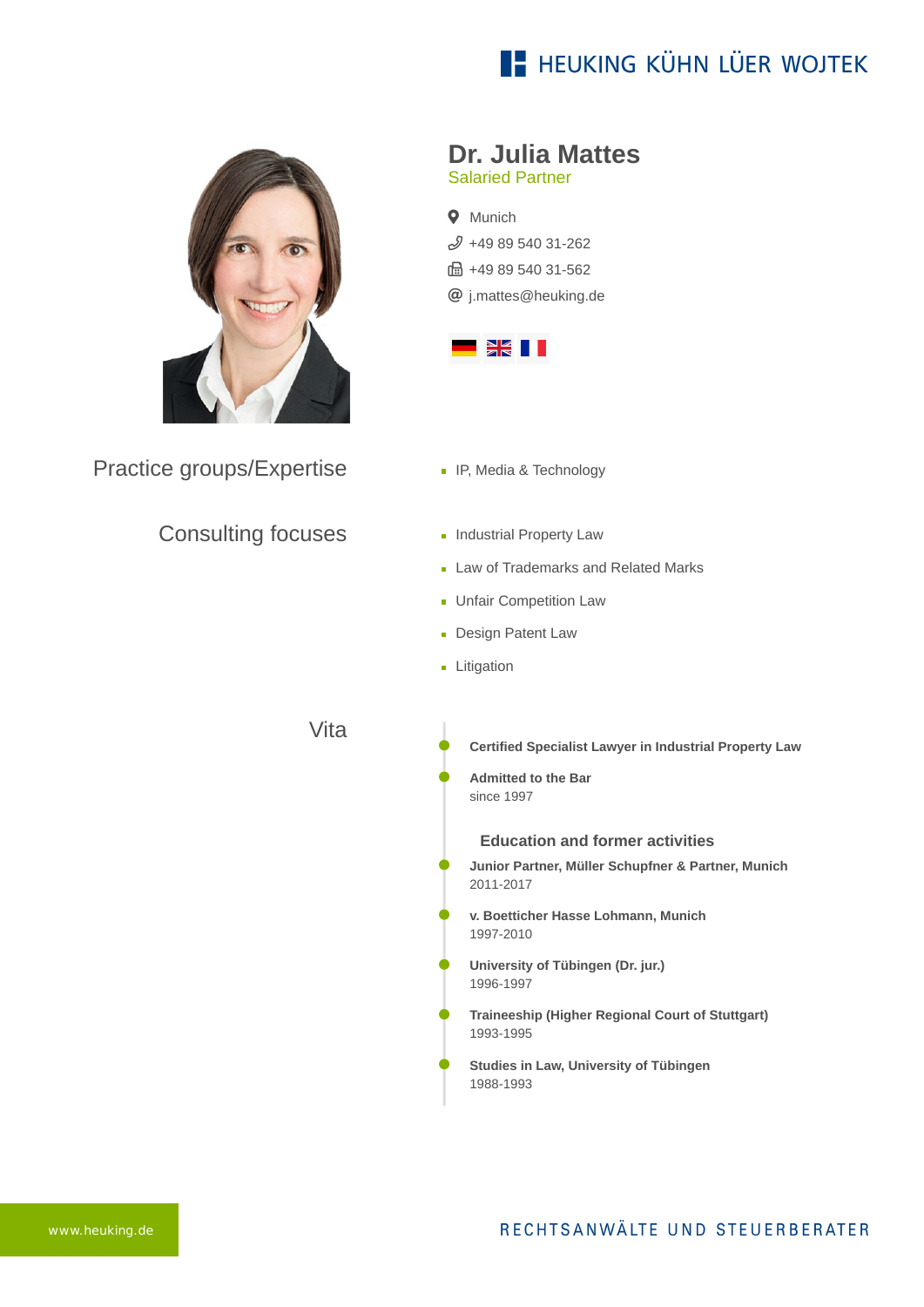HEUKING KÜHN LÜER WOJTEK

# Dr. Julia Mattes

Salaried Partner

Munich

+49 89 540 31-262

+49 89 540 31-562

j.mattes@heuking.de

## Practice groups/Expertise

- IP, Media & Technology

## Consulting focuses

- Industrial Property Law
- Law of Trademarks and Related Marks
- Unfair Competition Law
- Design Patent Law
- Litigation

## Vita

**Certified Specialist Lawyer in Industrial Property Law**

**Admitted to the Bar**
since 1997

### Education and former activities

**Junior Partner, Müller Schupfner & Partner, Munich**
2011-2017

**v. Boetticher Hasse Lohmann, Munich**
1997-2010

**University of Tübingen (Dr. jur.)**
1996-1997

**Traineeship (Higher Regional Court of Stuttgart)**
1993-1995

**Studies in Law, University of Tübingen**
1988-1993

www.heuking.de

RECHTSANWÄLTE UND STEUERBERATER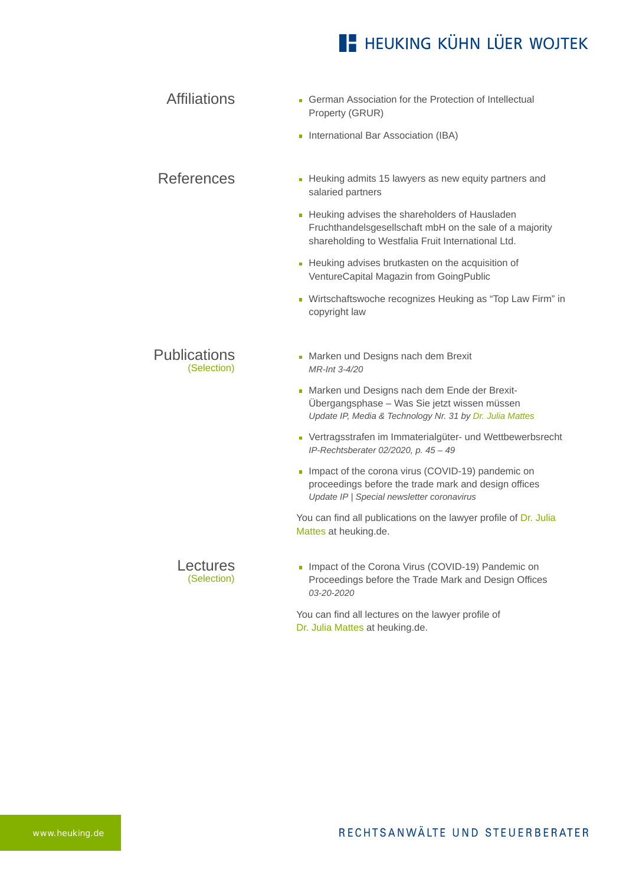## Affiliations

- German Association for the Protection of Intellectual Property (GRUR)
- International Bar Association (IBA)

## References

- Heuking admits 15 lawyers as new equity partners and salaried partners
- Heuking advises the shareholders of Hausladen Fruchthandelsgesellschaft mbH on the sale of a majority shareholding to Westfalia Fruit International Ltd.
- Heuking advises brutkasten on the acquisition of VentureCapital Magazin from GoingPublic
- Wirtschaftswoche recognizes Heuking as "Top Law Firm" in copyright law

## Publications (Selection)

- Marken und Designs nach dem Brexit  
  *MR-Int 3-4/20*
- Marken und Designs nach dem Ende der Brexit-Übergangsphase – Was Sie jetzt wissen müssen  
  *Update IP, Media & Technology Nr. 31 by Dr. Julia Mattes*
- Vertragsstrafen im Immaterialgüter- und Wettbewerbsrecht  
  *IP-Rechtsberater 02/2020, p. 45 – 49*
- Impact of the corona virus (COVID-19) pandemic on proceedings before the trade mark and design offices  
  *Update IP | Special newsletter coronavirus*

You can find all publications on the lawyer profile of Dr. Julia Mattes at heuking.de.

## Lectures (Selection)

- Impact of the Corona Virus (COVID-19) Pandemic on Proceedings before the Trade Mark and Design Offices  
  *03-20-2020*

You can find all lectures on the lawyer profile of Dr. Julia Mattes at heuking.de.